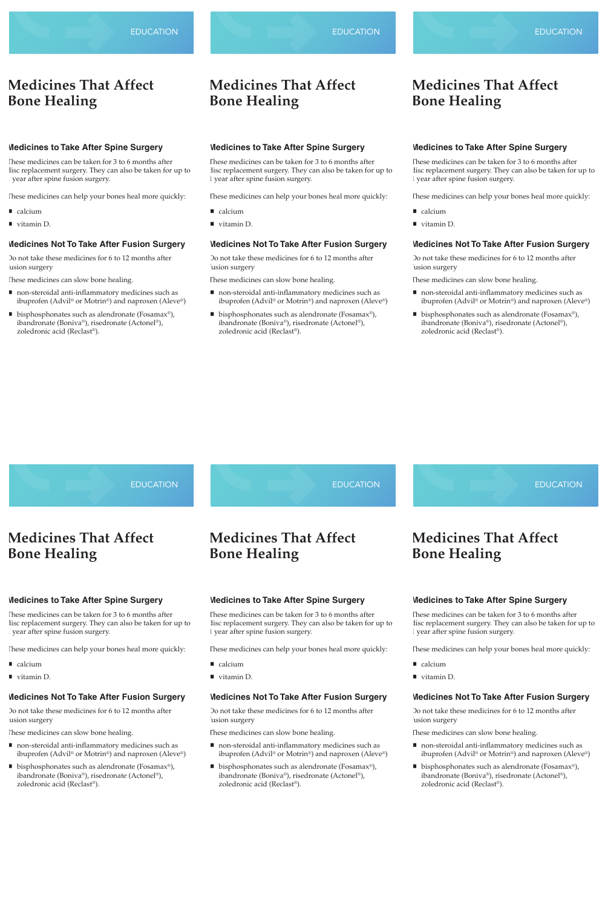EDUCATION

# Medicines That Affect Bone Healing

## Medicines to Take After Spine Surgery

These medicines can be taken for 3 to 6 months after disc replacement surgery. They can also be taken for up to 1 year after spine fusion surgery.

These medicines can help your bones heal more quickly:

- calcium
- vitamin D.

## Medicines Not To Take After Fusion Surgery

Do not take these medicines for 6 to 12 months after fusion surgery

These medicines can slow bone healing.

- non-steroidal anti-inflammatory medicines such as ibuprofen (Advil® or Motrin®) and naproxen (Aleve®)
- bisphosphonates such as alendronate (Fosamax®), ibandronate (Boniva®), risedronate (Actonel®), zoledronic acid (Reclast®).

EDUCATION

# Medicines That Affect Bone Healing

## Medicines to Take After Spine Surgery

These medicines can be taken for 3 to 6 months after disc replacement surgery. They can also be taken for up to 1 year after spine fusion surgery.

These medicines can help your bones heal more quickly:

- calcium
- vitamin D.

## Medicines Not To Take After Fusion Surgery

Do not take these medicines for 6 to 12 months after fusion surgery

These medicines can slow bone healing.

- non-steroidal anti-inflammatory medicines such as ibuprofen (Advil® or Motrin®) and naproxen (Aleve®)
- bisphosphonates such as alendronate (Fosamax®), ibandronate (Boniva®), risedronate (Actonel®), zoledronic acid (Reclast®).

EDUCATION

# Medicines That Affect Bone Healing

## Medicines to Take After Spine Surgery

These medicines can be taken for 3 to 6 months after disc replacement surgery. They can also be taken for up to 1 year after spine fusion surgery.

These medicines can help your bones heal more quickly:

- calcium
- vitamin D.

## Medicines Not To Take After Fusion Surgery

Do not take these medicines for 6 to 12 months after fusion surgery

These medicines can slow bone healing.

- non-steroidal anti-inflammatory medicines such as ibuprofen (Advil® or Motrin®) and naproxen (Aleve®)
- bisphosphonates such as alendronate (Fosamax®), ibandronate (Boniva®), risedronate (Actonel®), zoledronic acid (Reclast®).

EDUCATION

# Medicines That Affect Bone Healing

## Medicines to Take After Spine Surgery

These medicines can be taken for 3 to 6 months after disc replacement surgery. They can also be taken for up to 1 year after spine fusion surgery.

These medicines can help your bones heal more quickly:

- calcium
- vitamin D.

## Medicines Not To Take After Fusion Surgery

Do not take these medicines for 6 to 12 months after fusion surgery

These medicines can slow bone healing.

- non-steroidal anti-inflammatory medicines such as ibuprofen (Advil® or Motrin®) and naproxen (Aleve®)
- bisphosphonates such as alendronate (Fosamax®), ibandronate (Boniva®), risedronate (Actonel®), zoledronic acid (Reclast®).

EDUCATION

# Medicines That Affect Bone Healing

## Medicines to Take After Spine Surgery

These medicines can be taken for 3 to 6 months after disc replacement surgery. They can also be taken for up to 1 year after spine fusion surgery.

These medicines can help your bones heal more quickly:

- calcium
- vitamin D.

## Medicines Not To Take After Fusion Surgery

Do not take these medicines for 6 to 12 months after fusion surgery

These medicines can slow bone healing.

- non-steroidal anti-inflammatory medicines such as ibuprofen (Advil® or Motrin®) and naproxen (Aleve®)
- bisphosphonates such as alendronate (Fosamax®), ibandronate (Boniva®), risedronate (Actonel®), zoledronic acid (Reclast®).

EDUCATION

# Medicines That Affect Bone Healing

## Medicines to Take After Spine Surgery

These medicines can be taken for 3 to 6 months after disc replacement surgery. They can also be taken for up to 1 year after spine fusion surgery.

These medicines can help your bones heal more quickly:

- calcium
- vitamin D.

## Medicines Not To Take After Fusion Surgery

Do not take these medicines for 6 to 12 months after fusion surgery

These medicines can slow bone healing.

- non-steroidal anti-inflammatory medicines such as ibuprofen (Advil® or Motrin®) and naproxen (Aleve®)
- bisphosphonates such as alendronate (Fosamax®), ibandronate (Boniva®), risedronate (Actonel®), zoledronic acid (Reclast®).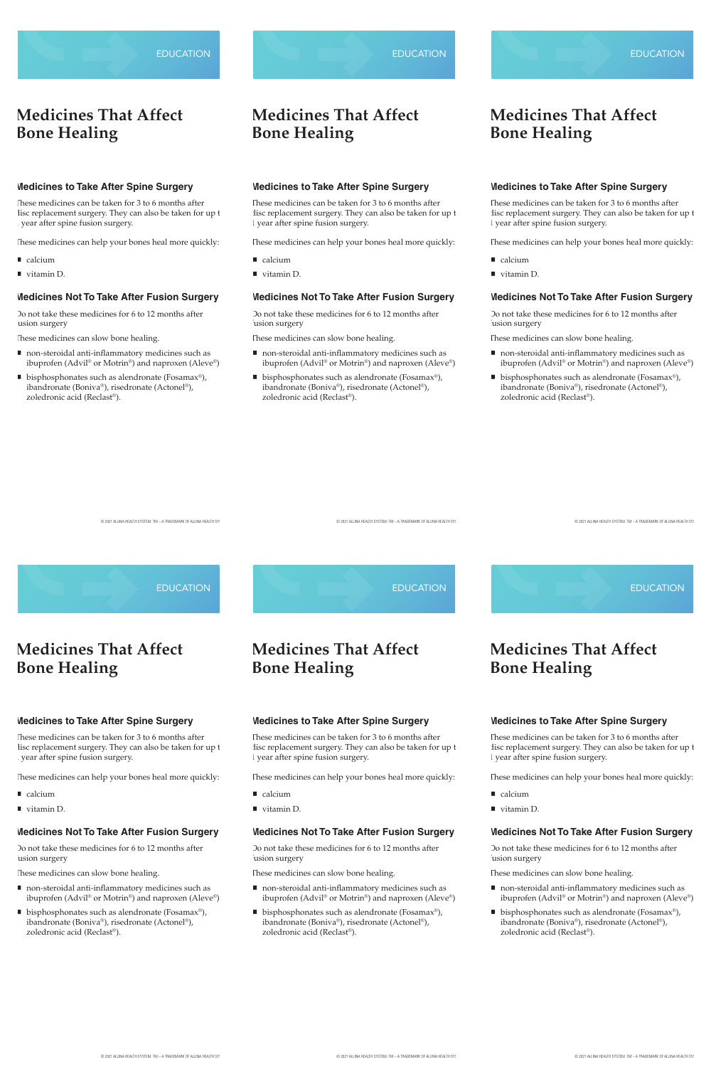EDUCATION

# Medicines That Affect Bone Healing

### Medicines to Take After Spine Surgery

These medicines can be taken for 3 to 6 months after disc replacement surgery. They can also be taken for up to 1 year after spine fusion surgery.

These medicines can help your bones heal more quickly:

- calcium
- vitamin D.

### Medicines Not To Take After Fusion Surgery

Do not take these medicines for 6 to 12 months after fusion surgery

These medicines can slow bone healing.

- non-steroidal anti-inflammatory medicines such as ibuprofen (Advil® or Motrin®) and naproxen (Aleve®)
- bisphosphonates such as alendronate (Fosamax®), ibandronate (Boniva®), risedronate (Actonel®), zoledronic acid (Reclast®).

EDUCATION

# Medicines That Affect Bone Healing

### Medicines to Take After Spine Surgery

These medicines can be taken for 3 to 6 months after disc replacement surgery. They can also be taken for up to 1 year after spine fusion surgery.

These medicines can help your bones heal more quickly:

- calcium
- vitamin D.

### Medicines Not To Take After Fusion Surgery

Do not take these medicines for 6 to 12 months after fusion surgery

These medicines can slow bone healing.

- non-steroidal anti-inflammatory medicines such as ibuprofen (Advil® or Motrin®) and naproxen (Aleve®)
- bisphosphonates such as alendronate (Fosamax®), ibandronate (Boniva®), risedronate (Actonel®), zoledronic acid (Reclast®).

EDUCATION

# Medicines That Affect Bone Healing

### Medicines to Take After Spine Surgery

These medicines can be taken for 3 to 6 months after disc replacement surgery. They can also be taken for up to 1 year after spine fusion surgery.

These medicines can help your bones heal more quickly:

- calcium
- vitamin D.

### Medicines Not To Take After Fusion Surgery

Do not take these medicines for 6 to 12 months after fusion surgery

These medicines can slow bone healing.

- non-steroidal anti-inflammatory medicines such as ibuprofen (Advil® or Motrin®) and naproxen (Aleve®)
- bisphosphonates such as alendronate (Fosamax®), ibandronate (Boniva®), risedronate (Actonel®), zoledronic acid (Reclast®).

EDUCATION

# Medicines That Affect Bone Healing

### Medicines to Take After Spine Surgery

These medicines can be taken for 3 to 6 months after disc replacement surgery. They can also be taken for up to 1 year after spine fusion surgery.

These medicines can help your bones heal more quickly:

- calcium
- vitamin D.

### Medicines Not To Take After Fusion Surgery

Do not take these medicines for 6 to 12 months after fusion surgery

These medicines can slow bone healing.

- non-steroidal anti-inflammatory medicines such as ibuprofen (Advil® or Motrin®) and naproxen (Aleve®)
- bisphosphonates such as alendronate (Fosamax®), ibandronate (Boniva®), risedronate (Actonel®), zoledronic acid (Reclast®).

EDUCATION

# Medicines That Affect Bone Healing

### Medicines to Take After Spine Surgery

These medicines can be taken for 3 to 6 months after disc replacement surgery. They can also be taken for up to 1 year after spine fusion surgery.

These medicines can help your bones heal more quickly:

- calcium
- vitamin D.

### Medicines Not To Take After Fusion Surgery

Do not take these medicines for 6 to 12 months after fusion surgery

These medicines can slow bone healing.

- non-steroidal anti-inflammatory medicines such as ibuprofen (Advil® or Motrin®) and naproxen (Aleve®)
- bisphosphonates such as alendronate (Fosamax®), ibandronate (Boniva®), risedronate (Actonel®), zoledronic acid (Reclast®).

EDUCATION

# Medicines That Affect Bone Healing

### Medicines to Take After Spine Surgery

These medicines can be taken for 3 to 6 months after disc replacement surgery. They can also be taken for up to 1 year after spine fusion surgery.

These medicines can help your bones heal more quickly:

- calcium
- vitamin D.

### Medicines Not To Take After Fusion Surgery

Do not take these medicines for 6 to 12 months after fusion surgery

These medicines can slow bone healing.

- non-steroidal anti-inflammatory medicines such as ibuprofen (Advil® or Motrin®) and naproxen (Aleve®)
- bisphosphonates such as alendronate (Fosamax®), ibandronate (Boniva®), risedronate (Actonel®), zoledronic acid (Reclast®).